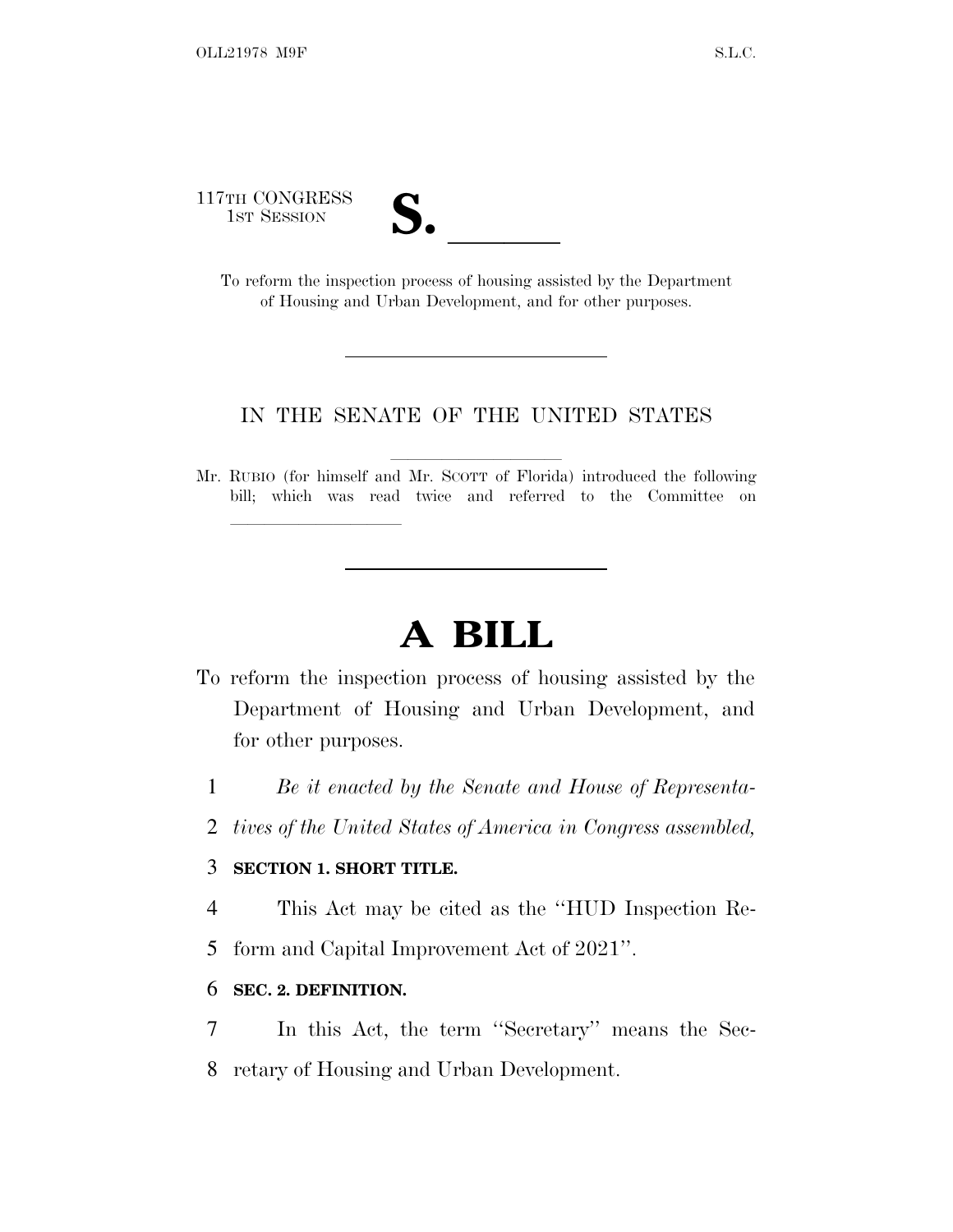117TH CONGRESS
1ST SESSION

# S. \_\_\_\_\_\_

To reform the inspection process of housing assisted by the Department of Housing and Urban Development, and for other purposes.

---

IN THE SENATE OF THE UNITED STATES

Mr. RUBIO (for himself and Mr. SCOTT of Florida) introduced the following bill; which was read twice and referred to the Committee on \_\_\_\_\_\_\_\_\_\_\_\_\_\_\_\_

---

# A BILL

To reform the inspection process of housing assisted by the Department of Housing and Urban Development, and for other purposes.

1 *Be it enacted by the Senate and House of Representa-*
2 *tives of the United States of America in Congress assembled,*

3 **SECTION 1. SHORT TITLE.**

4 This Act may be cited as the ''HUD Inspection Re-
5 form and Capital Improvement Act of 2021''.

6 **SEC. 2. DEFINITION.**

7 In this Act, the term ''Secretary'' means the Sec-
8 retary of Housing and Urban Development.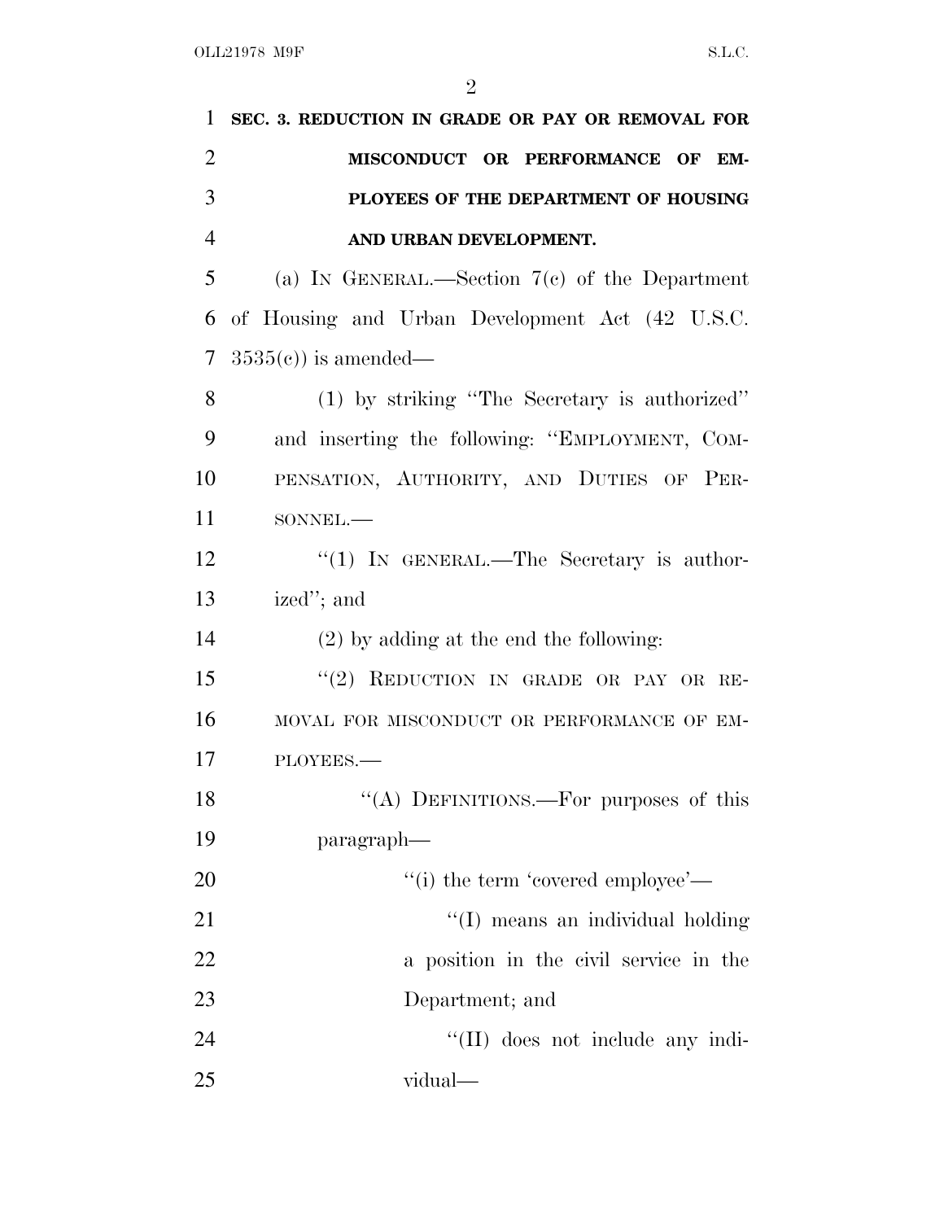**SEC. 3. REDUCTION IN GRADE OR PAY OR REMOVAL FOR MISCONDUCT OR PERFORMANCE OF EMPLOYEES OF THE DEPARTMENT OF HOUSING AND URBAN DEVELOPMENT.**

(a) IN GENERAL.—Section 7(c) of the Department of Housing and Urban Development Act (42 U.S.C. 3535(c)) is amended—

(1) by striking "The Secretary is authorized" and inserting the following: "EMPLOYMENT, COMPENSATION, AUTHORITY, AND DUTIES OF PERSONNEL.—

"(1) IN GENERAL.—The Secretary is authorized"; and

(2) by adding at the end the following:

"(2) REDUCTION IN GRADE OR PAY OR REMOVAL FOR MISCONDUCT OR PERFORMANCE OF EMPLOYEES.—

"(A) DEFINITIONS.—For purposes of this paragraph—

"(i) the term 'covered employee'—

"(I) means an individual holding a position in the civil service in the Department; and

"(II) does not include any individual—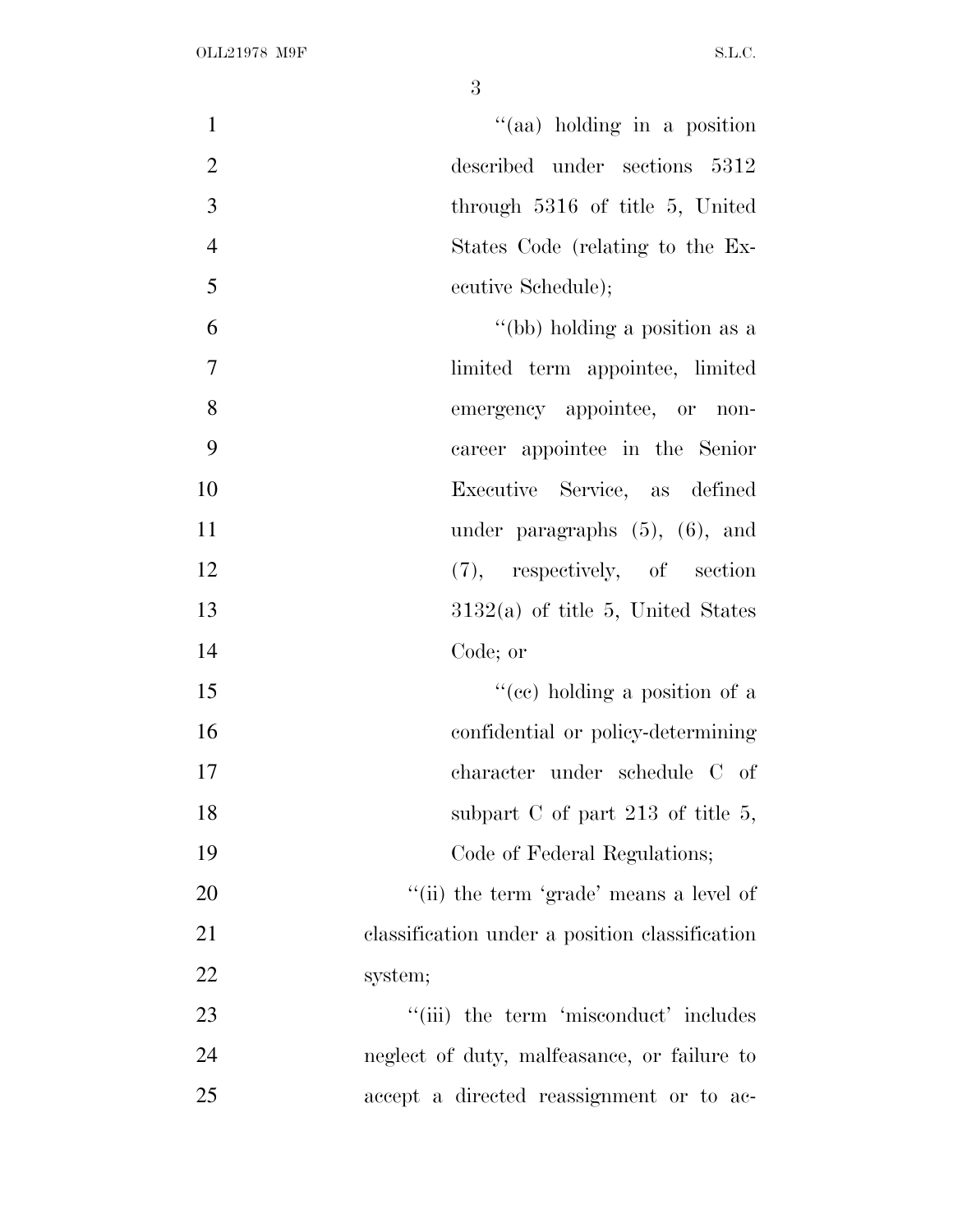"(aa) holding in a position described under sections 5312 through 5316 of title 5, United States Code (relating to the Executive Schedule);

"(bb) holding a position as a limited term appointee, limited emergency appointee, or noncareer appointee in the Senior Executive Service, as defined under paragraphs (5), (6), and (7), respectively, of section 3132(a) of title 5, United States Code; or

"(cc) holding a position of a confidential or policy-determining character under schedule C of subpart C of part 213 of title 5, Code of Federal Regulations;

"(ii) the term 'grade' means a level of classification under a position classification system;

"(iii) the term 'misconduct' includes neglect of duty, malfeasance, or failure to accept a directed reassignment or to ac-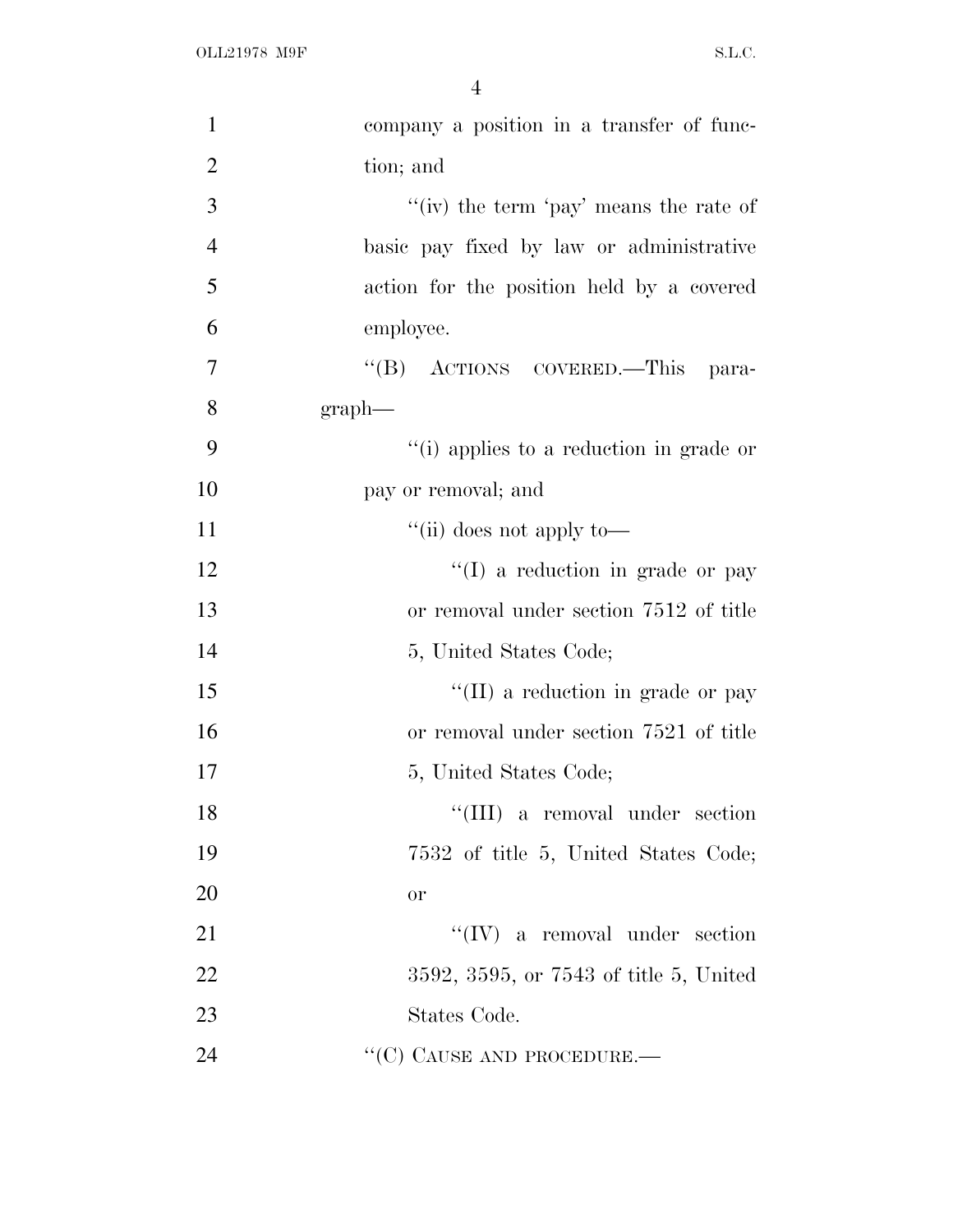company a position in a transfer of function; and

''(iv) the term 'pay' means the rate of basic pay fixed by law or administrative action for the position held by a covered employee.

''(B) ACTIONS COVERED.—This paragraph—

''(i) applies to a reduction in grade or pay or removal; and

''(ii) does not apply to—

''(I) a reduction in grade or pay or removal under section 7512 of title 5, United States Code;

''(II) a reduction in grade or pay or removal under section 7521 of title 5, United States Code;

''(III) a removal under section 7532 of title 5, United States Code; or

''(IV) a removal under section 3592, 3595, or 7543 of title 5, United States Code.

''(C) CAUSE AND PROCEDURE.—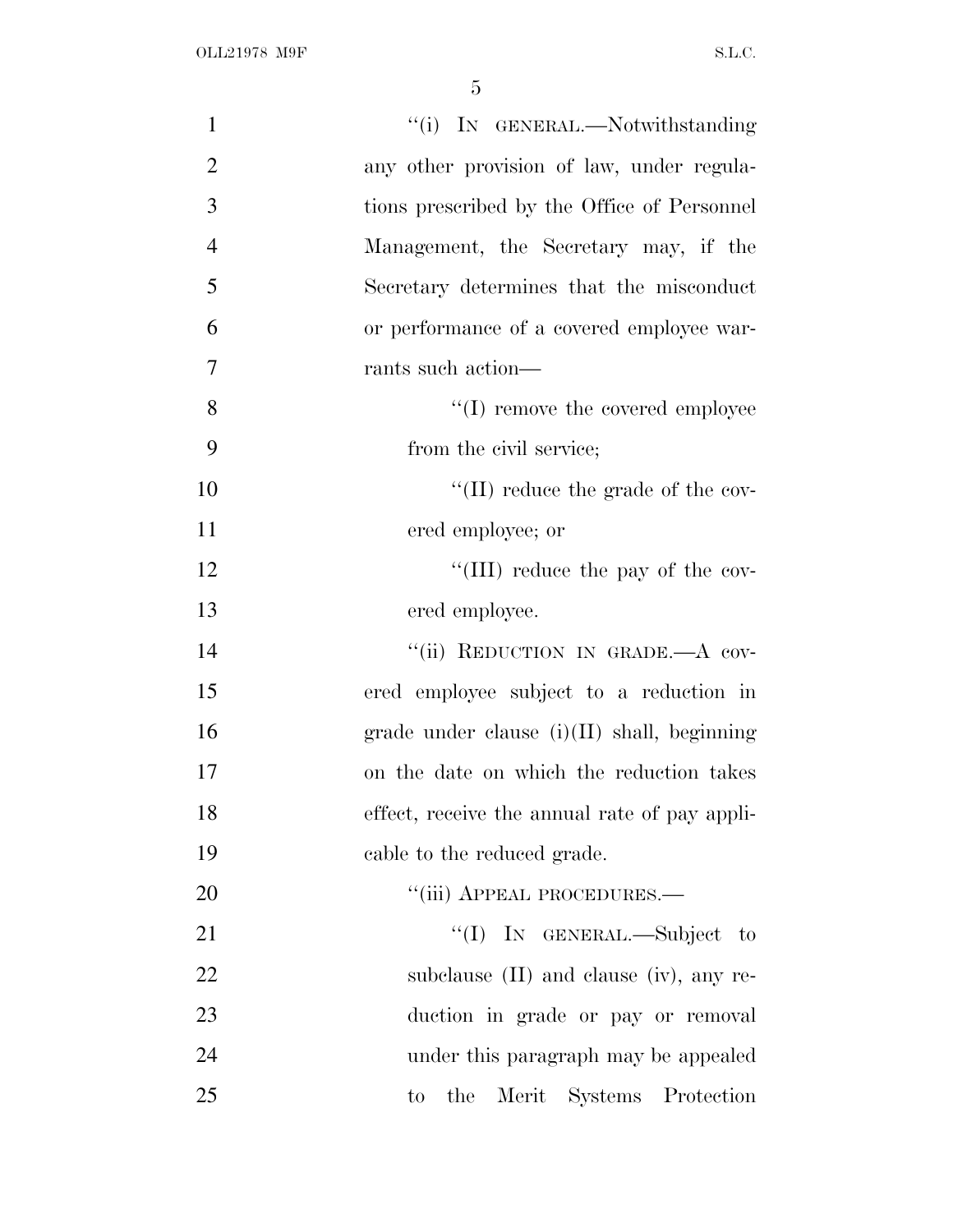"(i) IN GENERAL.—Notwithstanding any other provision of law, under regulations prescribed by the Office of Personnel Management, the Secretary may, if the Secretary determines that the misconduct or performance of a covered employee warrants such action—

"(I) remove the covered employee from the civil service;

"(II) reduce the grade of the covered employee; or

"(III) reduce the pay of the covered employee.

"(ii) REDUCTION IN GRADE.—A covered employee subject to a reduction in grade under clause (i)(II) shall, beginning on the date on which the reduction takes effect, receive the annual rate of pay applicable to the reduced grade.

"(iii) APPEAL PROCEDURES.—

"(I) IN GENERAL.—Subject to subclause (II) and clause (iv), any reduction in grade or pay or removal under this paragraph may be appealed to the Merit Systems Protection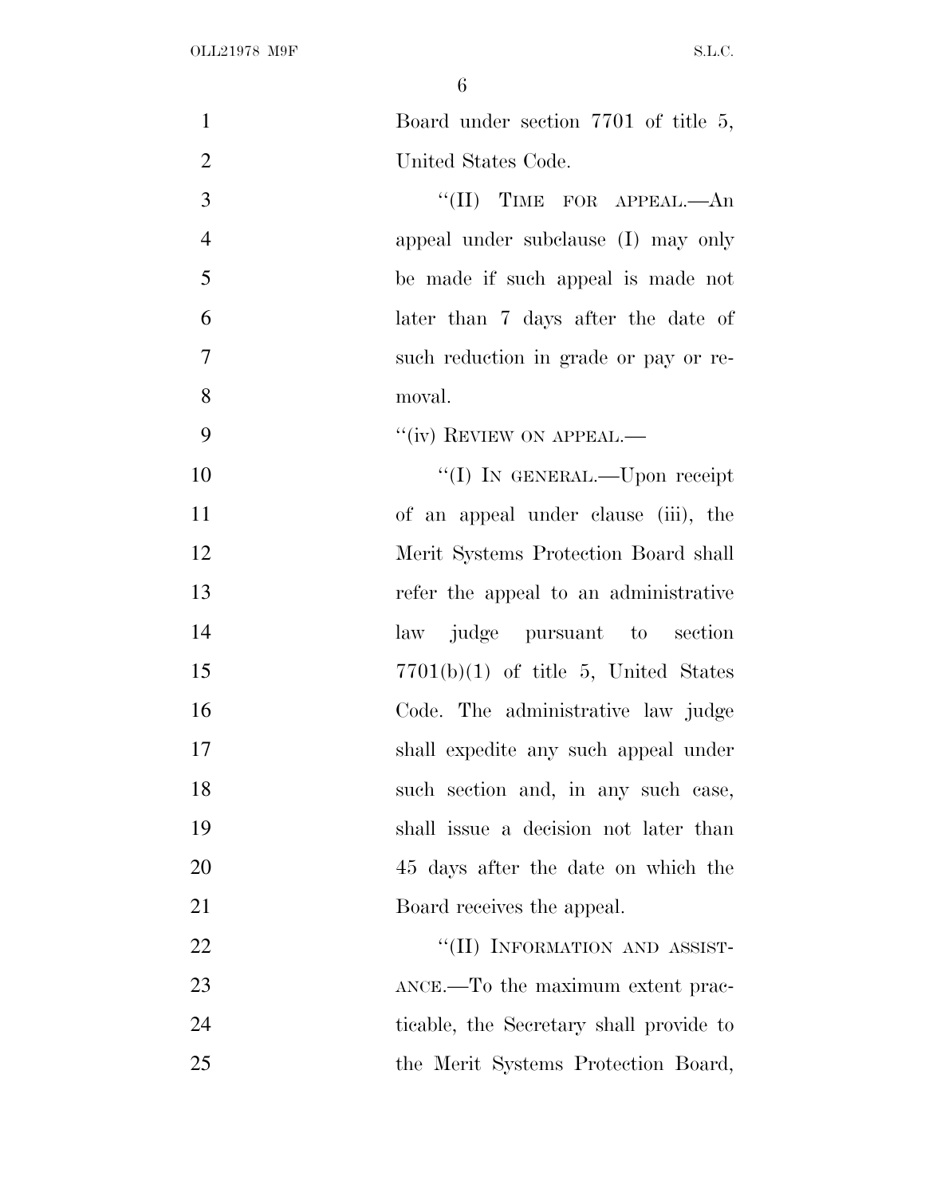Board under section 7701 of title 5, United States Code.

"(II) TIME FOR APPEAL.—An appeal under subclause (I) may only be made if such appeal is made not later than 7 days after the date of such reduction in grade or pay or removal.

"(iv) REVIEW ON APPEAL.—

"(I) IN GENERAL.—Upon receipt of an appeal under clause (iii), the Merit Systems Protection Board shall refer the appeal to an administrative law judge pursuant to section 7701(b)(1) of title 5, United States Code. The administrative law judge shall expedite any such appeal under such section and, in any such case, shall issue a decision not later than 45 days after the date on which the Board receives the appeal.

"(II) INFORMATION AND ASSISTANCE.—To the maximum extent practicable, the Secretary shall provide to the Merit Systems Protection Board,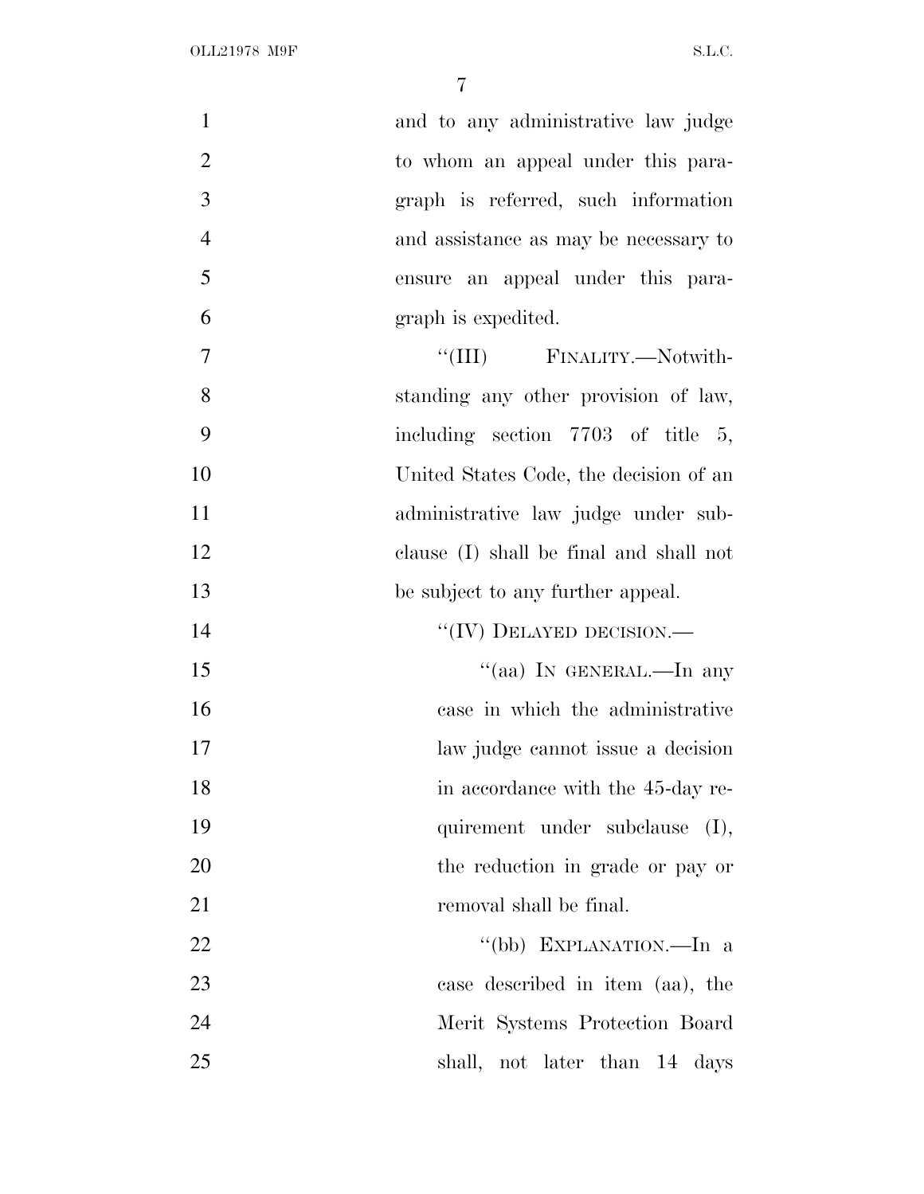and to any administrative law judge to whom an appeal under this paragraph is referred, such information and assistance as may be necessary to ensure an appeal under this paragraph is expedited.

"(III) FINALITY.—Notwithstanding any other provision of law, including section 7703 of title 5, United States Code, the decision of an administrative law judge under subclause (I) shall be final and shall not be subject to any further appeal.

"(IV) DELAYED DECISION.—

"(aa) IN GENERAL.—In any case in which the administrative law judge cannot issue a decision in accordance with the 45-day requirement under subclause (I), the reduction in grade or pay or removal shall be final.

"(bb) EXPLANATION.—In a case described in item (aa), the Merit Systems Protection Board shall, not later than 14 days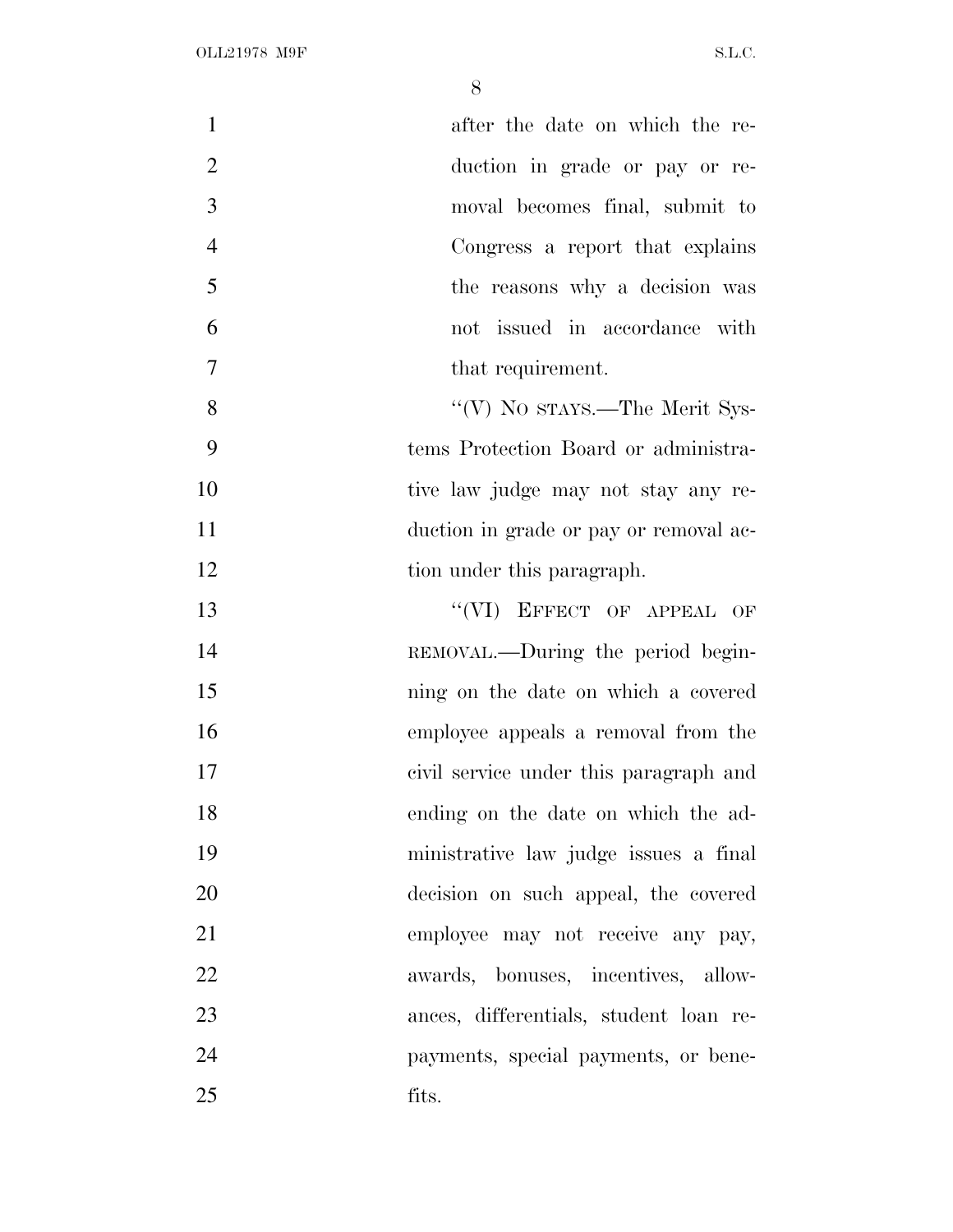after the date on which the reduction in grade or pay or removal becomes final, submit to Congress a report that explains the reasons why a decision was not issued in accordance with that requirement.

"(V) NO STAYS.—The Merit Systems Protection Board or administrative law judge may not stay any reduction in grade or pay or removal action under this paragraph.

"(VI) EFFECT OF APPEAL OF REMOVAL.—During the period beginning on the date on which a covered employee appeals a removal from the civil service under this paragraph and ending on the date on which the administrative law judge issues a final decision on such appeal, the covered employee may not receive any pay, awards, bonuses, incentives, allowances, differentials, student loan repayments, special payments, or benefits.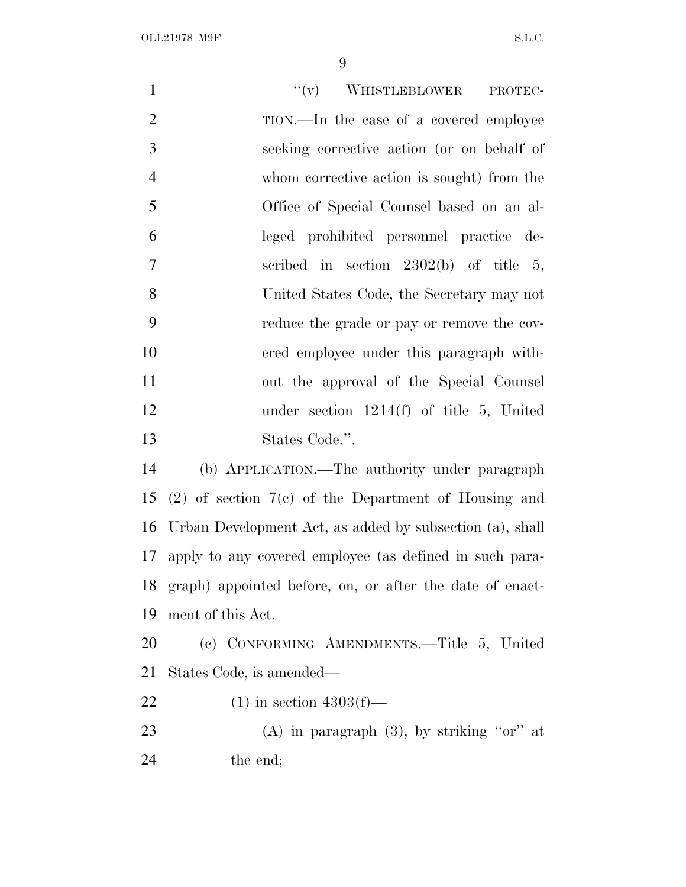"(v) WHISTLEBLOWER PROTECTION.—In the case of a covered employee seeking corrective action (or on behalf of whom corrective action is sought) from the Office of Special Counsel based on an alleged prohibited personnel practice described in section 2302(b) of title 5, United States Code, the Secretary may not reduce the grade or pay or remove the covered employee under this paragraph without the approval of the Special Counsel under section 1214(f) of title 5, United States Code.".

(b) APPLICATION.—The authority under paragraph (2) of section 7(c) of the Department of Housing and Urban Development Act, as added by subsection (a), shall apply to any covered employee (as defined in such paragraph) appointed before, on, or after the date of enactment of this Act.

(c) CONFORMING AMENDMENTS.—Title 5, United States Code, is amended—

(1) in section 4303(f)—

(A) in paragraph (3), by striking "or" at the end;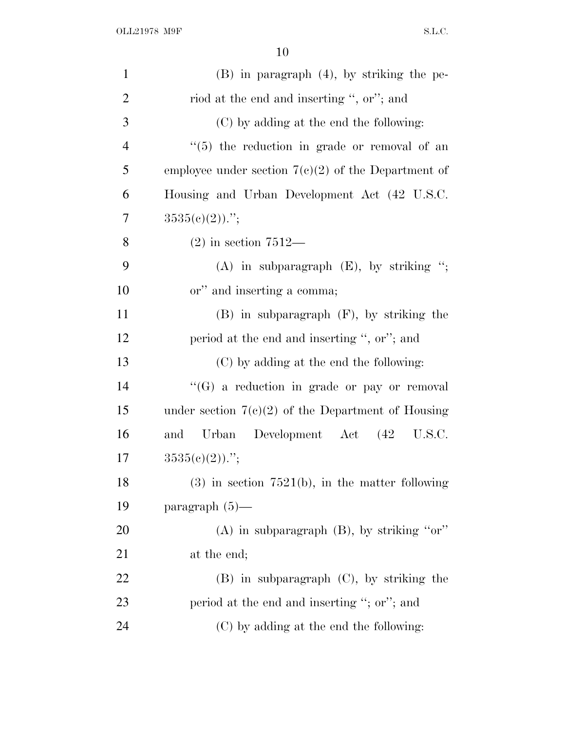(B) in paragraph (4), by striking the period at the end and inserting ", or"; and

(C) by adding at the end the following:

"(5) the reduction in grade or removal of an employee under section 7(c)(2) of the Department of Housing and Urban Development Act (42 U.S.C. 3535(c)(2)).";

(2) in section 7512—

(A) in subparagraph (E), by striking "; or" and inserting a comma;

(B) in subparagraph (F), by striking the period at the end and inserting ", or"; and

(C) by adding at the end the following:

"(G) a reduction in grade or pay or removal under section 7(c)(2) of the Department of Housing and Urban Development Act (42 U.S.C. 3535(c)(2)).";

(3) in section 7521(b), in the matter following paragraph (5)—

(A) in subparagraph (B), by striking "or" at the end;

(B) in subparagraph (C), by striking the period at the end and inserting "; or"; and

(C) by adding at the end the following: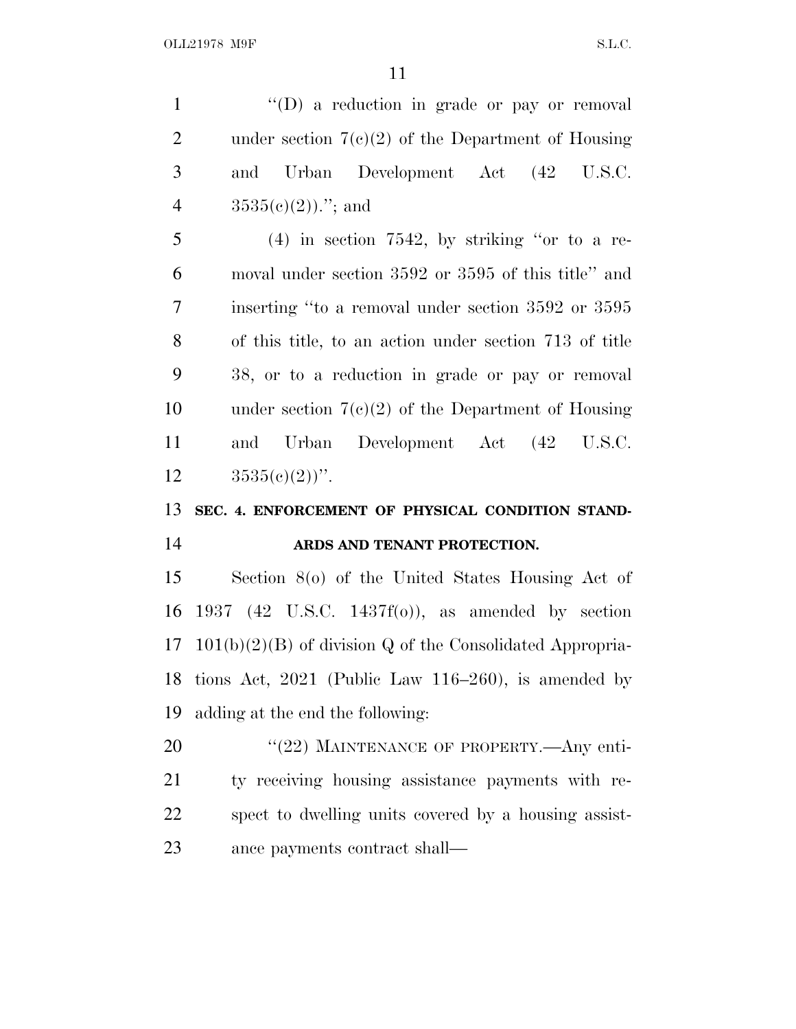"(D) a reduction in grade or pay or removal under section 7(c)(2) of the Department of Housing and Urban Development Act (42 U.S.C. 3535(c)(2))."; and

(4) in section 7542, by striking "or to a removal under section 3592 or 3595 of this title" and inserting "to a removal under section 3592 or 3595 of this title, to an action under section 713 of title 38, or to a reduction in grade or pay or removal under section 7(c)(2) of the Department of Housing and Urban Development Act (42 U.S.C. 3535(c)(2))".

## SEC. 4. ENFORCEMENT OF PHYSICAL CONDITION STANDARDS AND TENANT PROTECTION.

Section 8(o) of the United States Housing Act of 1937 (42 U.S.C. 1437f(o)), as amended by section 101(b)(2)(B) of division Q of the Consolidated Appropriations Act, 2021 (Public Law 116–260), is amended by adding at the end the following:

"(22) MAINTENANCE OF PROPERTY.—Any entity receiving housing assistance payments with respect to dwelling units covered by a housing assistance payments contract shall—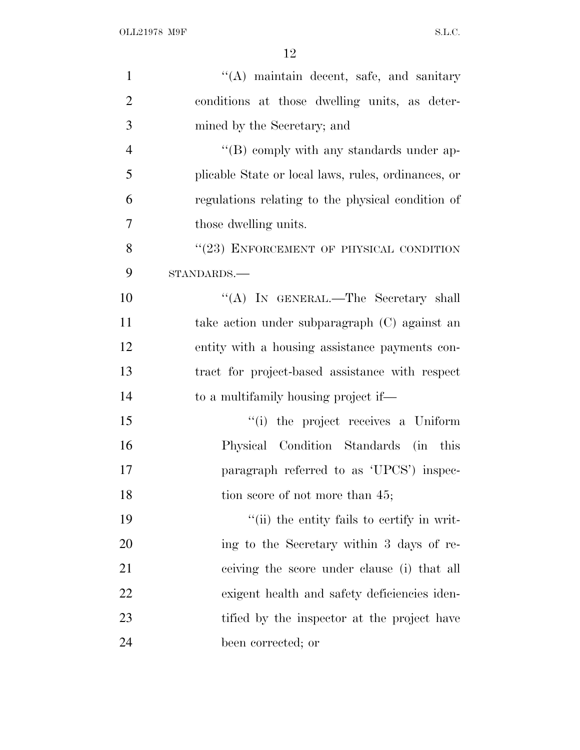''(A) maintain decent, safe, and sanitary conditions at those dwelling units, as determined by the Secretary; and

''(B) comply with any standards under applicable State or local laws, rules, ordinances, or regulations relating to the physical condition of those dwelling units.

''(23) ENFORCEMENT OF PHYSICAL CONDITION STANDARDS.—

''(A) IN GENERAL.—The Secretary shall take action under subparagraph (C) against an entity with a housing assistance payments contract for project-based assistance with respect to a multifamily housing project if—

''(i) the project receives a Uniform Physical Condition Standards (in this paragraph referred to as 'UPCS') inspection score of not more than 45;

''(ii) the entity fails to certify in writing to the Secretary within 3 days of receiving the score under clause (i) that all exigent health and safety deficiencies identified by the inspector at the project have been corrected; or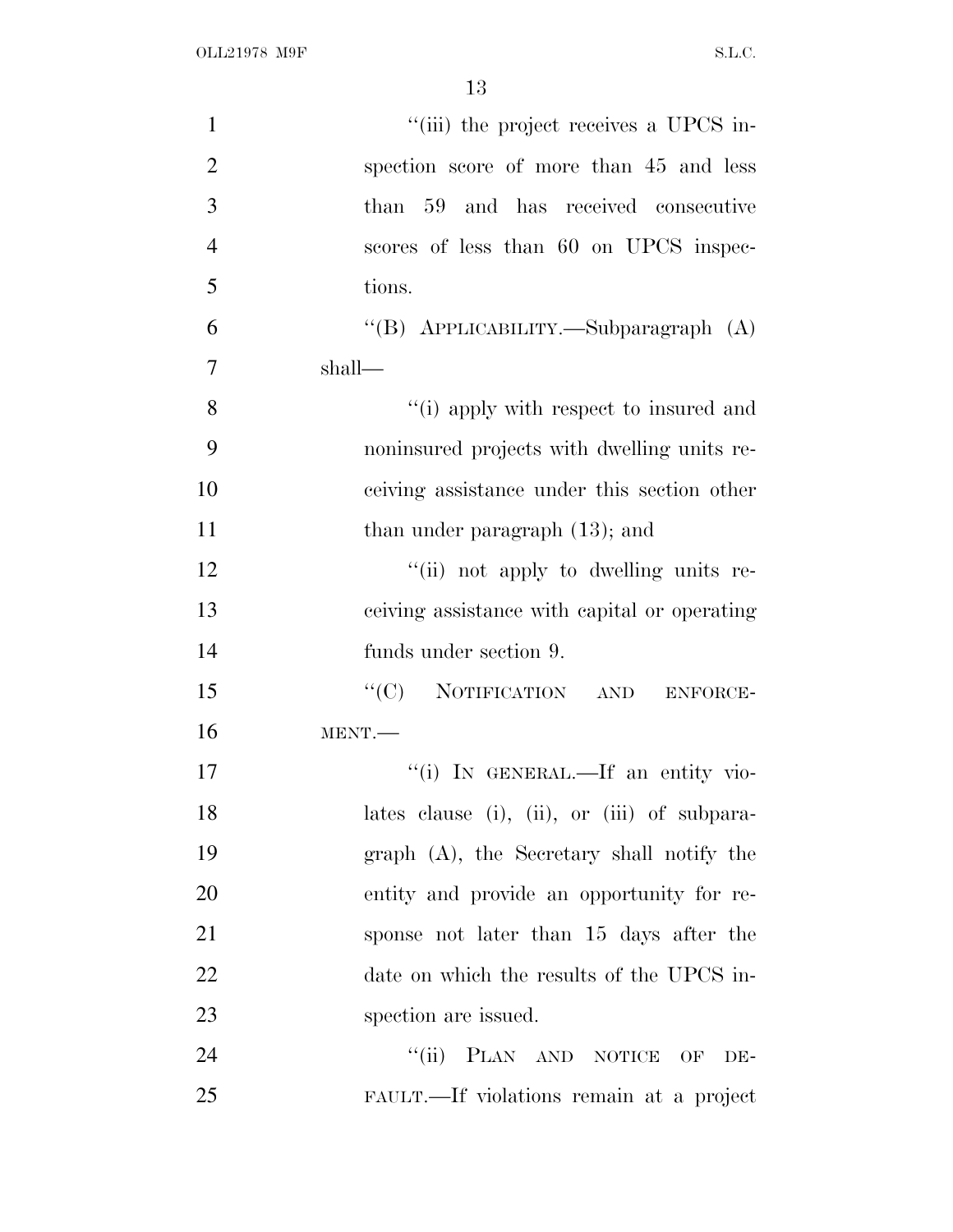''(iii) the project receives a UPCS inspection score of more than 45 and less than 59 and has received consecutive scores of less than 60 on UPCS inspections.

''(B) APPLICABILITY.—Subparagraph (A) shall—

''(i) apply with respect to insured and noninsured projects with dwelling units receiving assistance under this section other than under paragraph (13); and

''(ii) not apply to dwelling units receiving assistance with capital or operating funds under section 9.

''(C) NOTIFICATION AND ENFORCEMENT.—

''(i) IN GENERAL.—If an entity violates clause (i), (ii), or (iii) of subparagraph (A), the Secretary shall notify the entity and provide an opportunity for response not later than 15 days after the date on which the results of the UPCS inspection are issued.

''(ii) PLAN AND NOTICE OF DEFAULT.—If violations remain at a project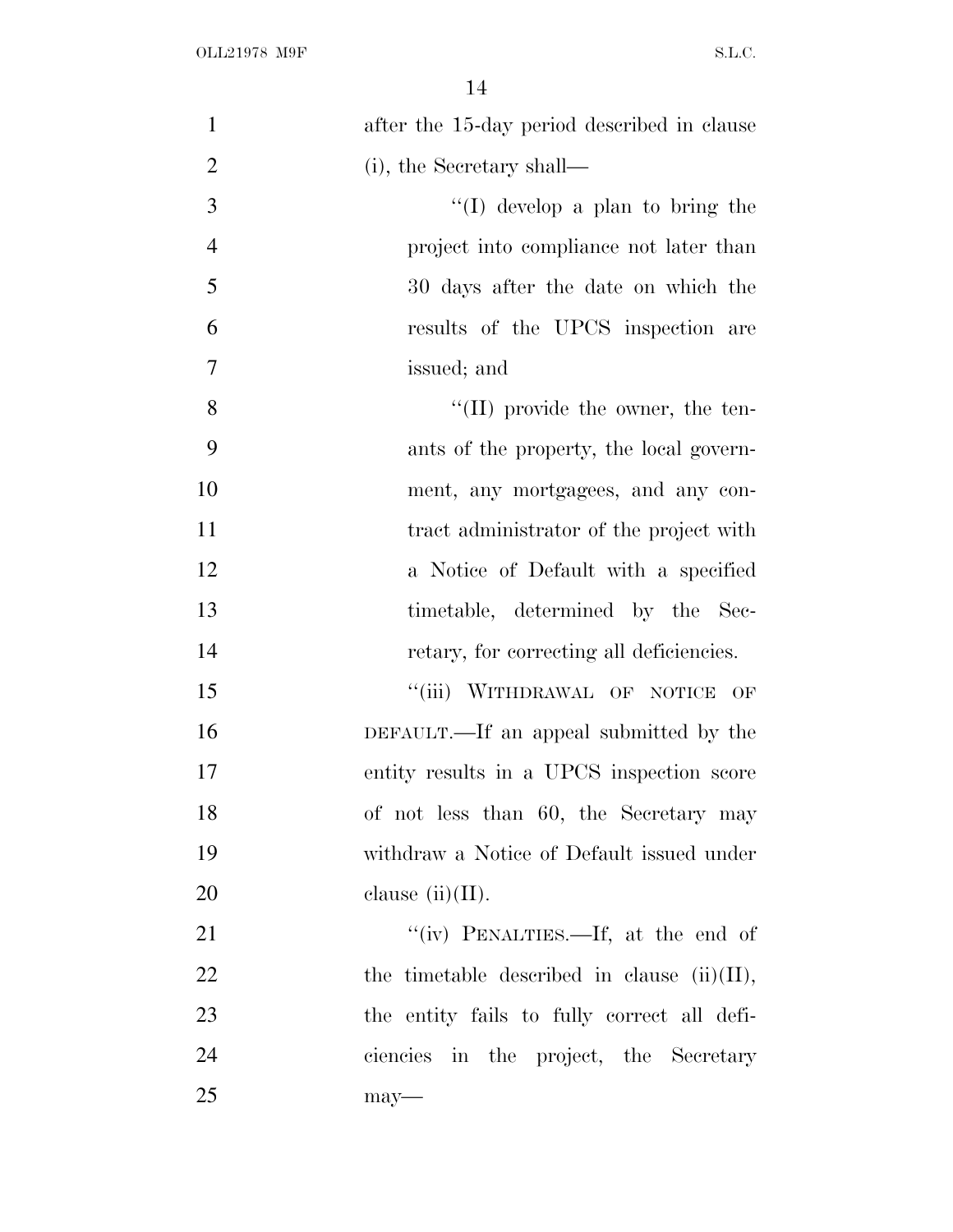after the 15-day period described in clause (i), the Secretary shall—

''(I) develop a plan to bring the project into compliance not later than 30 days after the date on which the results of the UPCS inspection are issued; and

''(II) provide the owner, the tenants of the property, the local government, any mortgagees, and any contract administrator of the project with a Notice of Default with a specified timetable, determined by the Secretary, for correcting all deficiencies.

''(iii) WITHDRAWAL OF NOTICE OF DEFAULT.—If an appeal submitted by the entity results in a UPCS inspection score of not less than 60, the Secretary may withdraw a Notice of Default issued under clause (ii)(II).

''(iv) PENALTIES.—If, at the end of the timetable described in clause (ii)(II), the entity fails to fully correct all deficiencies in the project, the Secretary may—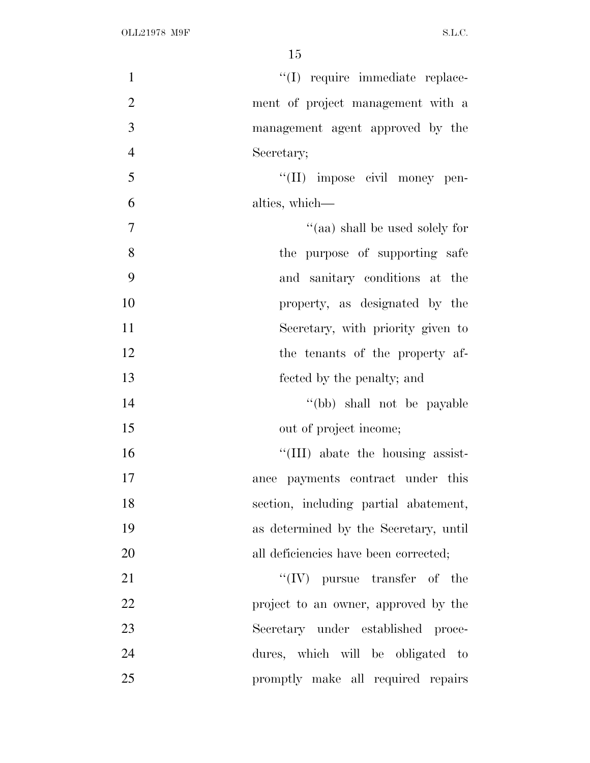''(I) require immediate replacement of project management with a management agent approved by the Secretary;

''(II) impose civil money penalties, which—

''(aa) shall be used solely for the purpose of supporting safe and sanitary conditions at the property, as designated by the Secretary, with priority given to the tenants of the property affected by the penalty; and

''(bb) shall not be payable out of project income;

''(III) abate the housing assistance payments contract under this section, including partial abatement, as determined by the Secretary, until all deficiencies have been corrected;

''(IV) pursue transfer of the project to an owner, approved by the Secretary under established procedures, which will be obligated to promptly make all required repairs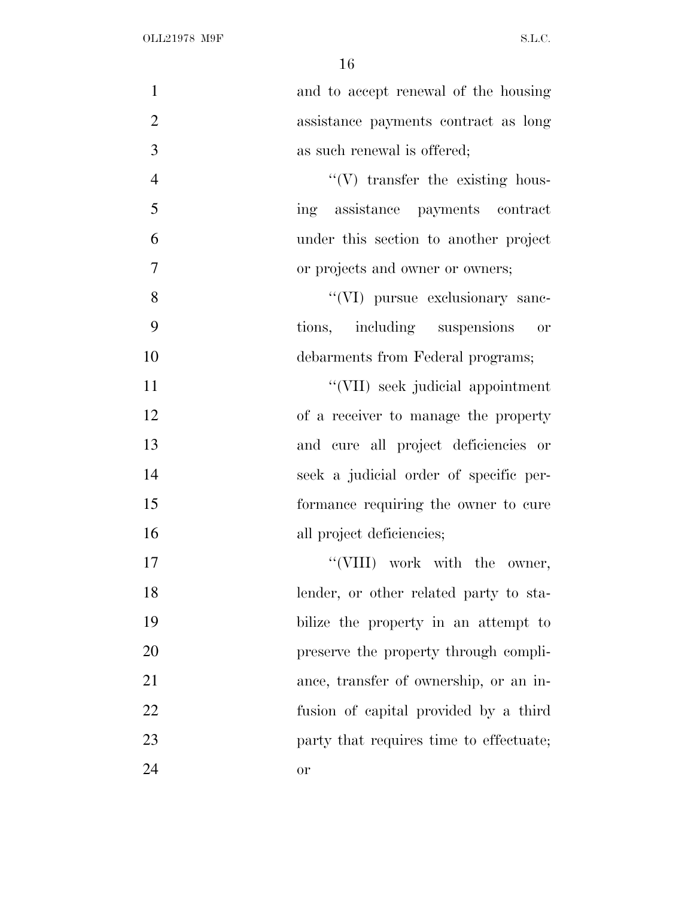and to accept renewal of the housing assistance payments contract as long as such renewal is offered;

"(V) transfer the existing housing assistance payments contract under this section to another project or projects and owner or owners;

"(VI) pursue exclusionary sanctions, including suspensions or debarments from Federal programs;

"(VII) seek judicial appointment of a receiver to manage the property and cure all project deficiencies or seek a judicial order of specific performance requiring the owner to cure all project deficiencies;

"(VIII) work with the owner, lender, or other related party to stabilize the property in an attempt to preserve the property through compliance, transfer of ownership, or an infusion of capital provided by a third party that requires time to effectuate; or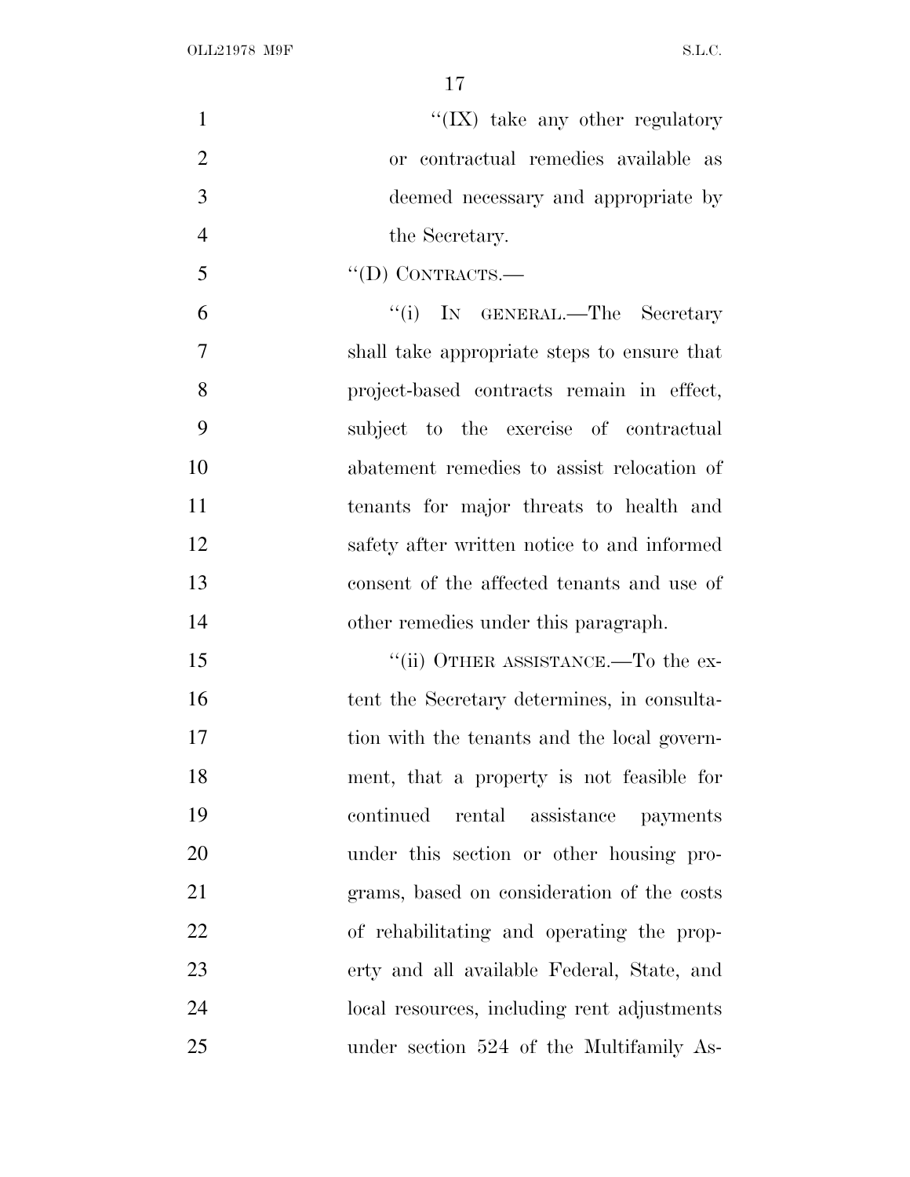"(IX) take any other regulatory or contractual remedies available as deemed necessary and appropriate by the Secretary.

"(D) CONTRACTS.—

"(i) IN GENERAL.—The Secretary shall take appropriate steps to ensure that project-based contracts remain in effect, subject to the exercise of contractual abatement remedies to assist relocation of tenants for major threats to health and safety after written notice to and informed consent of the affected tenants and use of other remedies under this paragraph.

"(ii) OTHER ASSISTANCE.—To the extent the Secretary determines, in consultation with the tenants and the local government, that a property is not feasible for continued rental assistance payments under this section or other housing programs, based on consideration of the costs of rehabilitating and operating the property and all available Federal, State, and local resources, including rent adjustments under section 524 of the Multifamily As-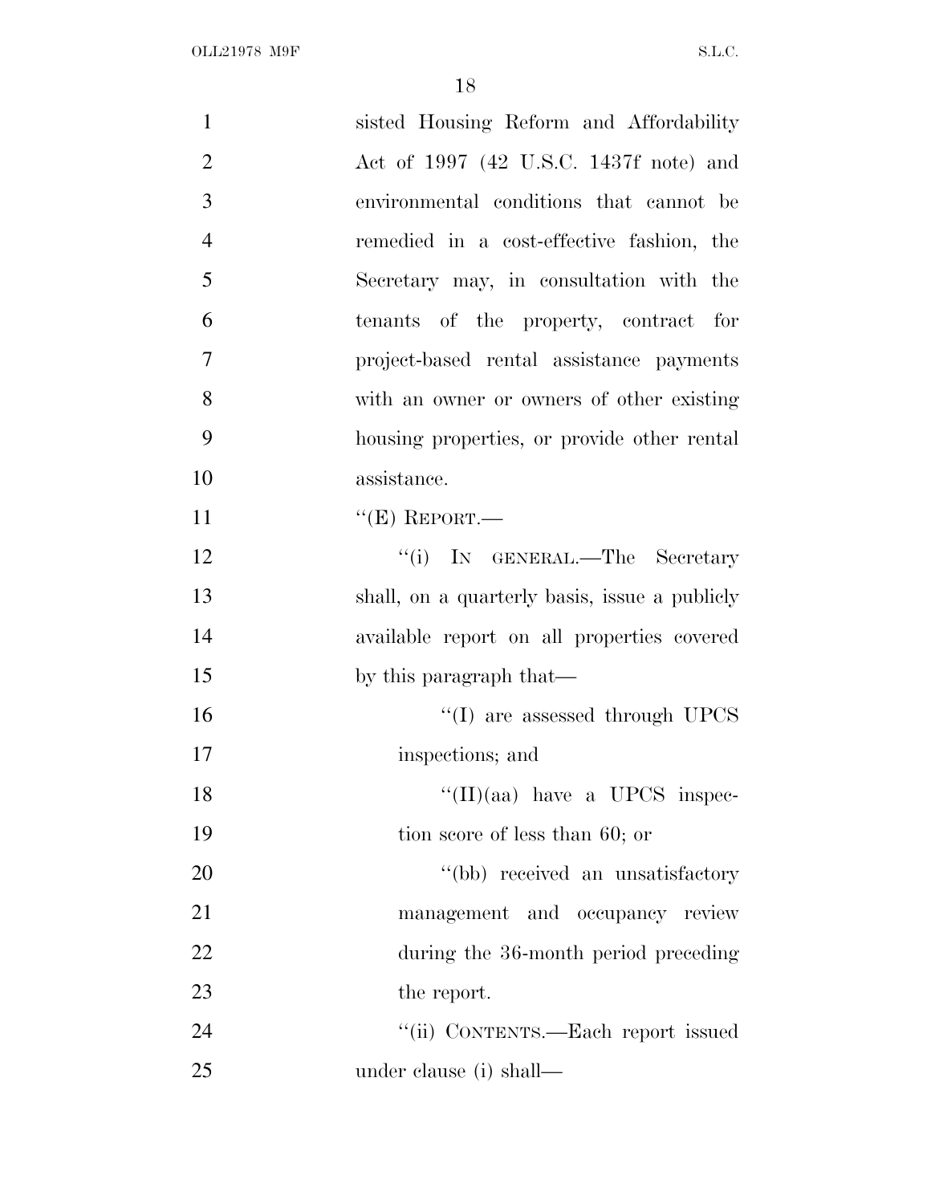sisted Housing Reform and Affordability Act of 1997 (42 U.S.C. 1437f note) and environmental conditions that cannot be remedied in a cost-effective fashion, the Secretary may, in consultation with the tenants of the property, contract for project-based rental assistance payments with an owner or owners of other existing housing properties, or provide other rental assistance.

"(E) REPORT.—

"(i) IN GENERAL.—The Secretary shall, on a quarterly basis, issue a publicly available report on all properties covered by this paragraph that—

"(I) are assessed through UPCS inspections; and

"(II)(aa) have a UPCS inspection score of less than 60; or

"(bb) received an unsatisfactory management and occupancy review during the 36-month period preceding the report.

"(ii) CONTENTS.—Each report issued under clause (i) shall—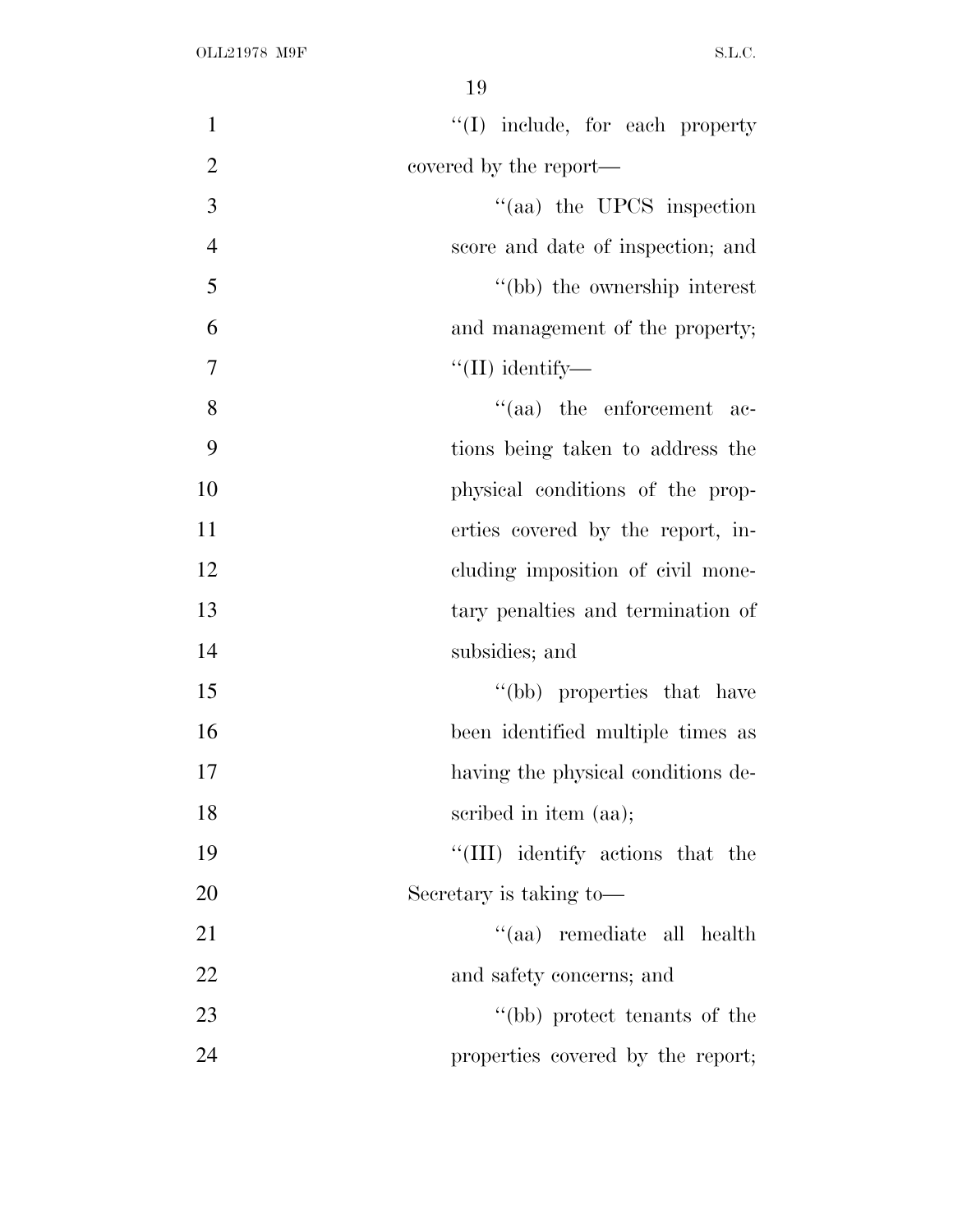''(I) include, for each property covered by the report—

''(aa) the UPCS inspection score and date of inspection; and

''(bb) the ownership interest and management of the property;

''(II) identify—

''(aa) the enforcement actions being taken to address the physical conditions of the properties covered by the report, including imposition of civil monetary penalties and termination of subsidies; and

''(bb) properties that have been identified multiple times as having the physical conditions described in item (aa);

''(III) identify actions that the Secretary is taking to—

''(aa) remediate all health and safety concerns; and

''(bb) protect tenants of the properties covered by the report;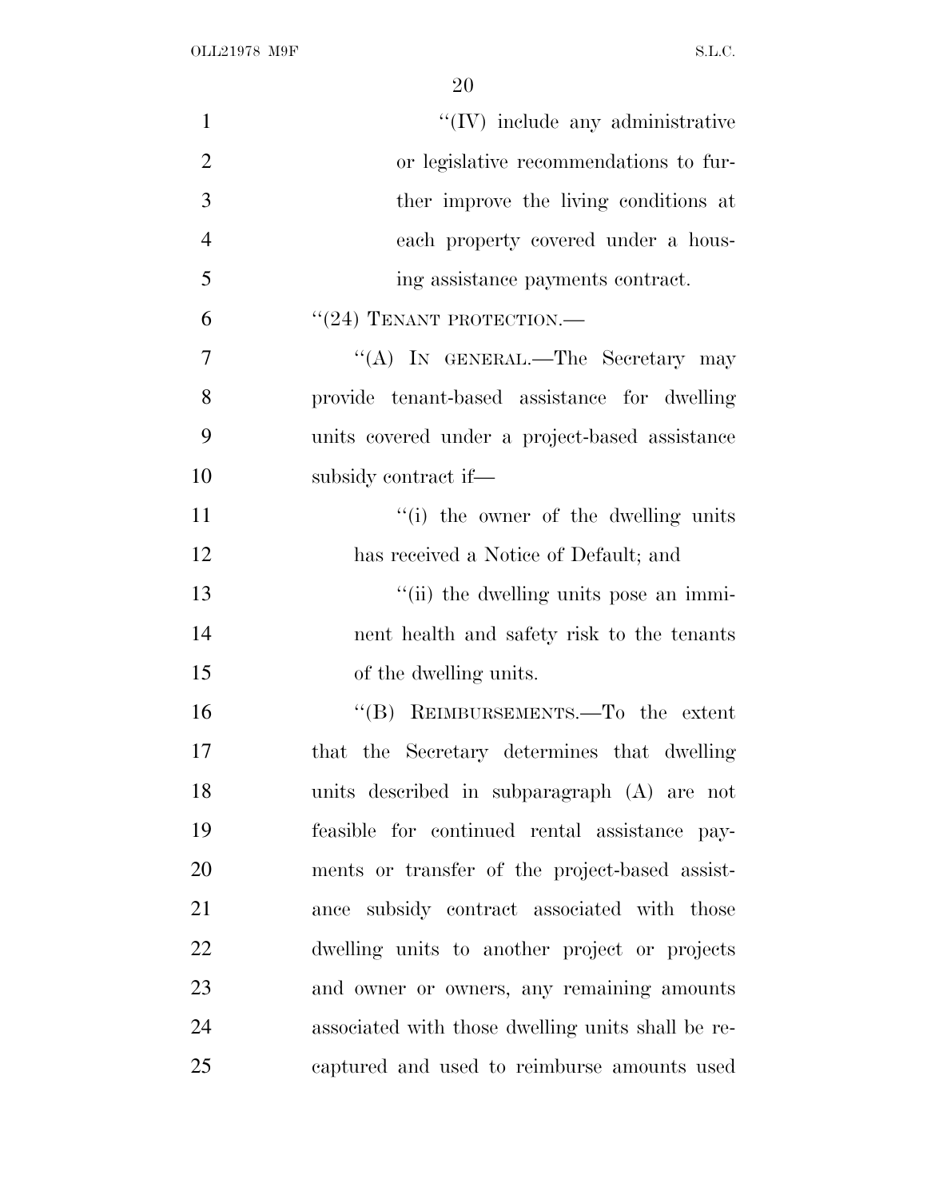"(IV) include any administrative or legislative recommendations to further improve the living conditions at each property covered under a housing assistance payments contract.

"(24) TENANT PROTECTION.—

"(A) IN GENERAL.—The Secretary may provide tenant-based assistance for dwelling units covered under a project-based assistance subsidy contract if—

"(i) the owner of the dwelling units has received a Notice of Default; and

"(ii) the dwelling units pose an imminent health and safety risk to the tenants of the dwelling units.

"(B) REIMBURSEMENTS.—To the extent that the Secretary determines that dwelling units described in subparagraph (A) are not feasible for continued rental assistance payments or transfer of the project-based assistance subsidy contract associated with those dwelling units to another project or projects and owner or owners, any remaining amounts associated with those dwelling units shall be recaptured and used to reimburse amounts used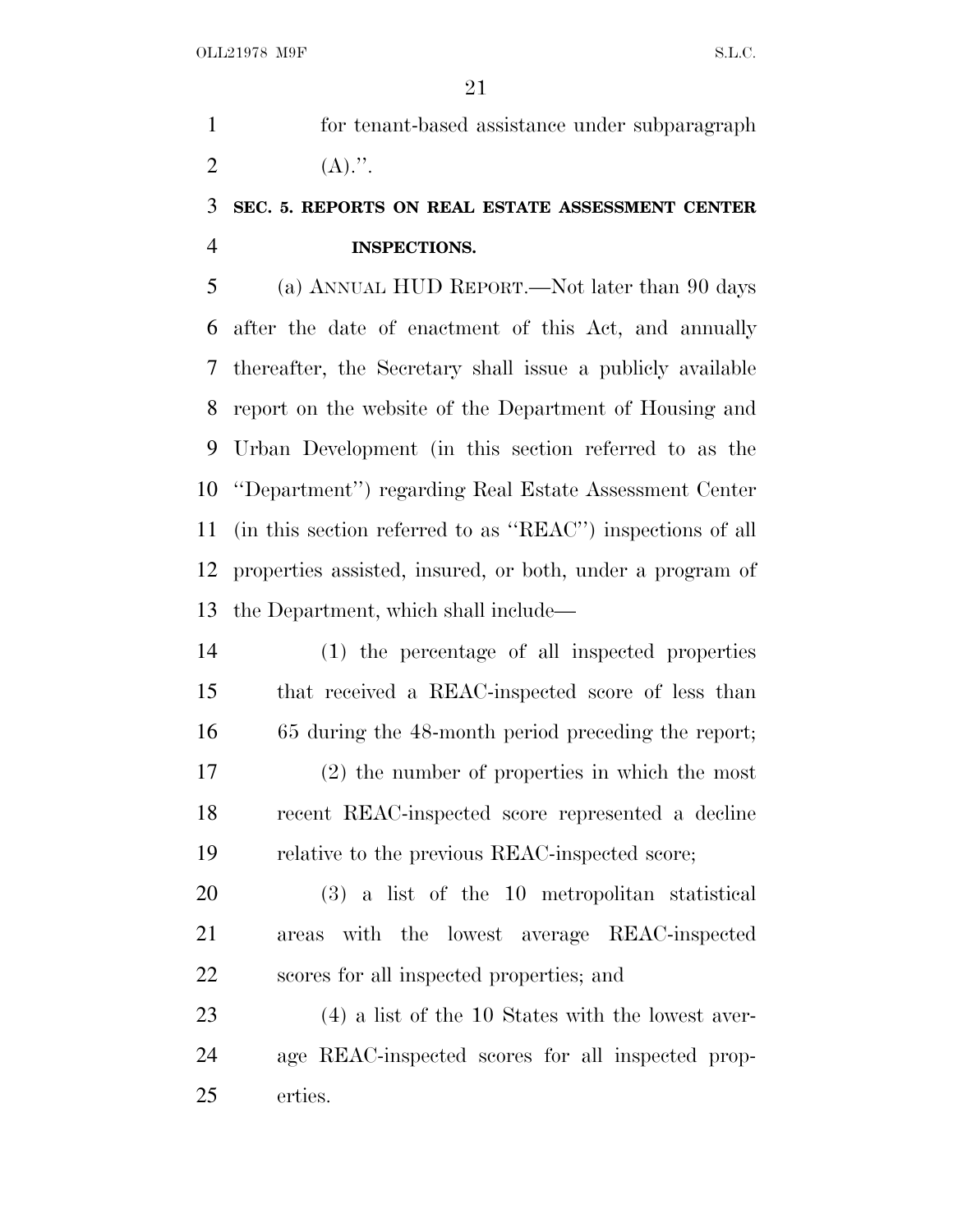for tenant-based assistance under subparagraph (A).''.

### SEC. 5. REPORTS ON REAL ESTATE ASSESSMENT CENTER INSPECTIONS.

(a) ANNUAL HUD REPORT.—Not later than 90 days after the date of enactment of this Act, and annually thereafter, the Secretary shall issue a publicly available report on the website of the Department of Housing and Urban Development (in this section referred to as the ''Department'') regarding Real Estate Assessment Center (in this section referred to as ''REAC'') inspections of all properties assisted, insured, or both, under a program of the Department, which shall include—

(1) the percentage of all inspected properties that received a REAC-inspected score of less than 65 during the 48-month period preceding the report;

(2) the number of properties in which the most recent REAC-inspected score represented a decline relative to the previous REAC-inspected score;

(3) a list of the 10 metropolitan statistical areas with the lowest average REAC-inspected scores for all inspected properties; and

(4) a list of the 10 States with the lowest average REAC-inspected scores for all inspected properties.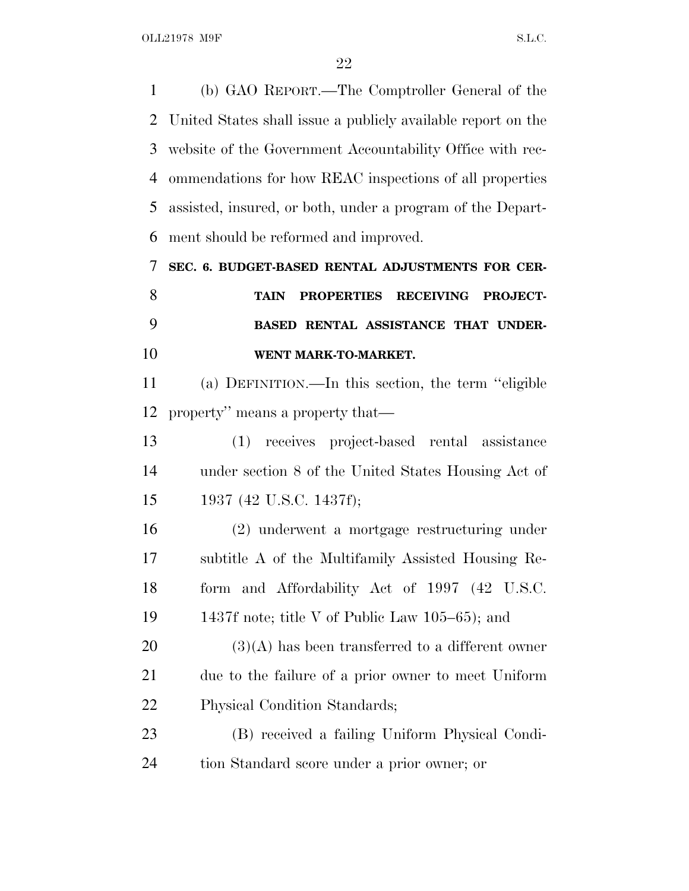(b) GAO REPORT.—The Comptroller General of the United States shall issue a publicly available report on the website of the Government Accountability Office with recommendations for how REAC inspections of all properties assisted, insured, or both, under a program of the Department should be reformed and improved.

## SEC. 6. BUDGET-BASED RENTAL ADJUSTMENTS FOR CERTAIN PROPERTIES RECEIVING PROJECT-BASED RENTAL ASSISTANCE THAT UNDERWENT MARK-TO-MARKET.

(a) DEFINITION.—In this section, the term "eligible property" means a property that—

(1) receives project-based rental assistance under section 8 of the United States Housing Act of 1937 (42 U.S.C. 1437f);

(2) underwent a mortgage restructuring under subtitle A of the Multifamily Assisted Housing Reform and Affordability Act of 1997 (42 U.S.C. 1437f note; title V of Public Law 105–65); and

(3)(A) has been transferred to a different owner due to the failure of a prior owner to meet Uniform Physical Condition Standards;

(B) received a failing Uniform Physical Condition Standard score under a prior owner; or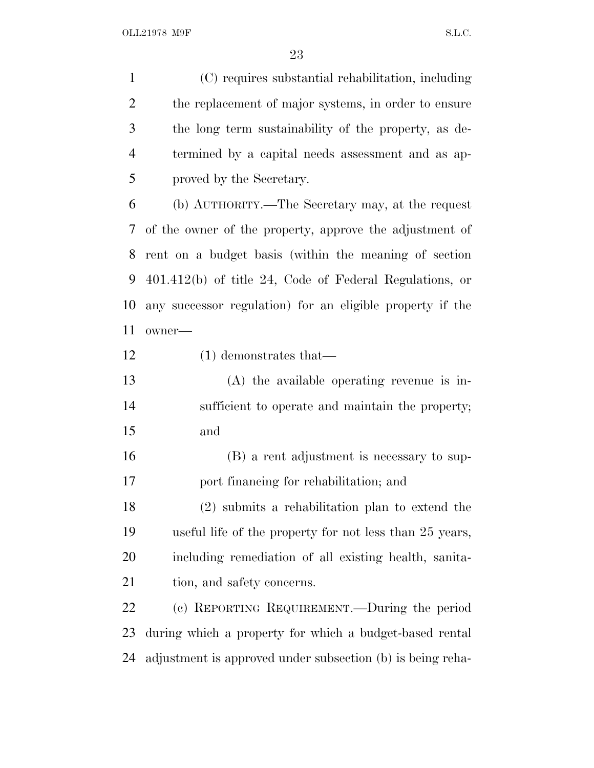(C) requires substantial rehabilitation, including the replacement of major systems, in order to ensure the long term sustainability of the property, as determined by a capital needs assessment and as approved by the Secretary.

(b) AUTHORITY.—The Secretary may, at the request of the owner of the property, approve the adjustment of rent on a budget basis (within the meaning of section 401.412(b) of title 24, Code of Federal Regulations, or any successor regulation) for an eligible property if the owner—

(1) demonstrates that—

(A) the available operating revenue is insufficient to operate and maintain the property; and

(B) a rent adjustment is necessary to support financing for rehabilitation; and

(2) submits a rehabilitation plan to extend the useful life of the property for not less than 25 years, including remediation of all existing health, sanitation, and safety concerns.

(c) REPORTING REQUIREMENT.—During the period during which a property for which a budget-based rental adjustment is approved under subsection (b) is being reha-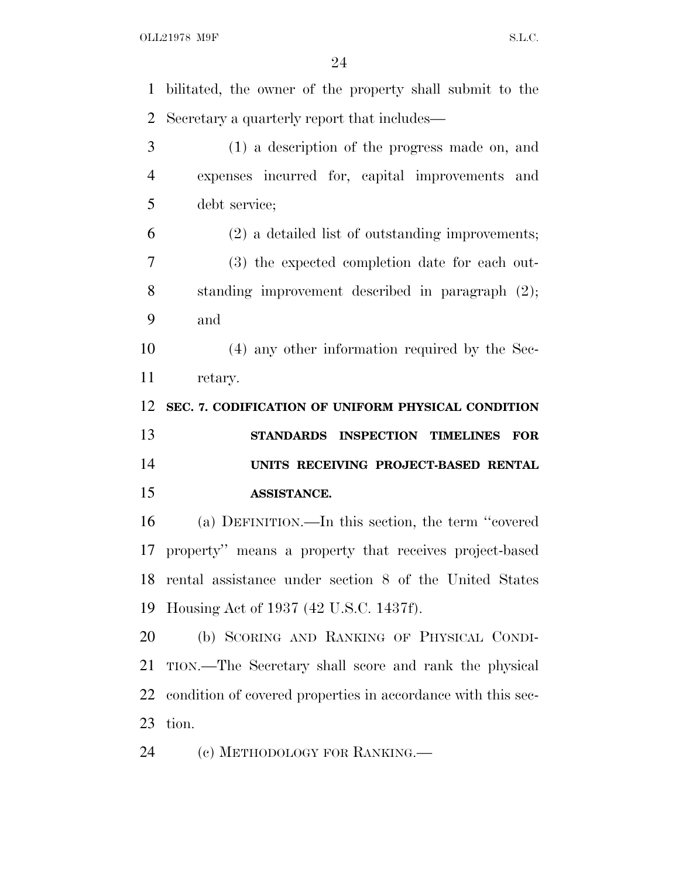bilitated, the owner of the property shall submit to the Secretary a quarterly report that includes—

(1) a description of the progress made on, and expenses incurred for, capital improvements and debt service;

(2) a detailed list of outstanding improvements;

(3) the expected completion date for each outstanding improvement described in paragraph (2); and

(4) any other information required by the Secretary.

**SEC. 7. CODIFICATION OF UNIFORM PHYSICAL CONDITION STANDARDS INSPECTION TIMELINES FOR UNITS RECEIVING PROJECT-BASED RENTAL ASSISTANCE.**

(a) DEFINITION.—In this section, the term ''covered property'' means a property that receives project-based rental assistance under section 8 of the United States Housing Act of 1937 (42 U.S.C. 1437f).

(b) SCORING AND RANKING OF PHYSICAL CONDITION.—The Secretary shall score and rank the physical condition of covered properties in accordance with this section.

(c) METHODOLOGY FOR RANKING.—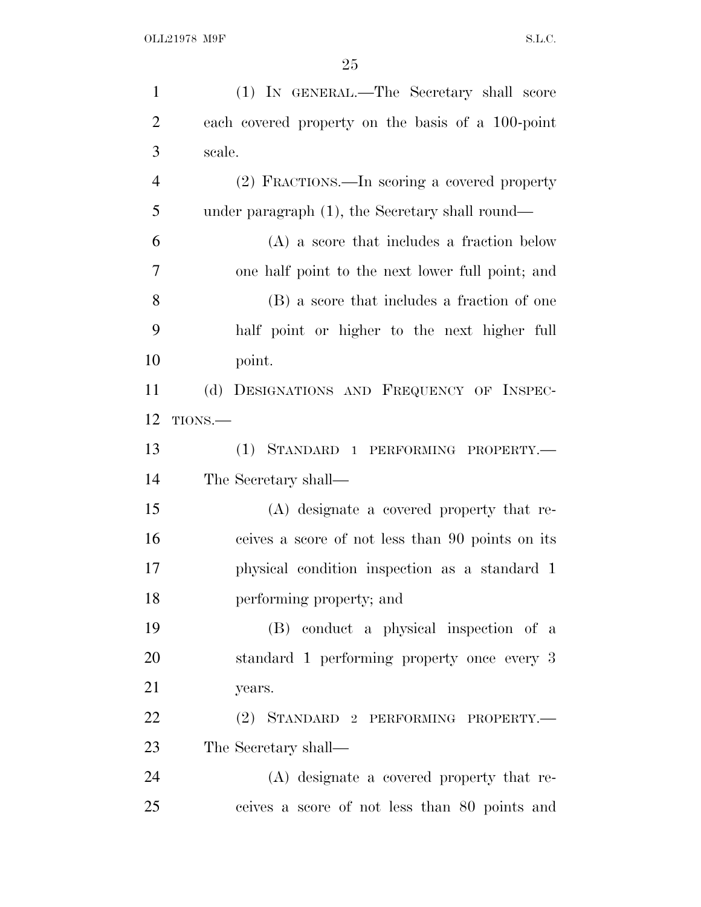(1) IN GENERAL.—The Secretary shall score each covered property on the basis of a 100-point scale.

(2) FRACTIONS.—In scoring a covered property under paragraph (1), the Secretary shall round—

(A) a score that includes a fraction below one half point to the next lower full point; and

(B) a score that includes a fraction of one half point or higher to the next higher full point.

(d) DESIGNATIONS AND FREQUENCY OF INSPECTIONS.—

(1) STANDARD 1 PERFORMING PROPERTY.— The Secretary shall—

(A) designate a covered property that receives a score of not less than 90 points on its physical condition inspection as a standard 1 performing property; and

(B) conduct a physical inspection of a standard 1 performing property once every 3 years.

(2) STANDARD 2 PERFORMING PROPERTY.— The Secretary shall—

(A) designate a covered property that receives a score of not less than 80 points and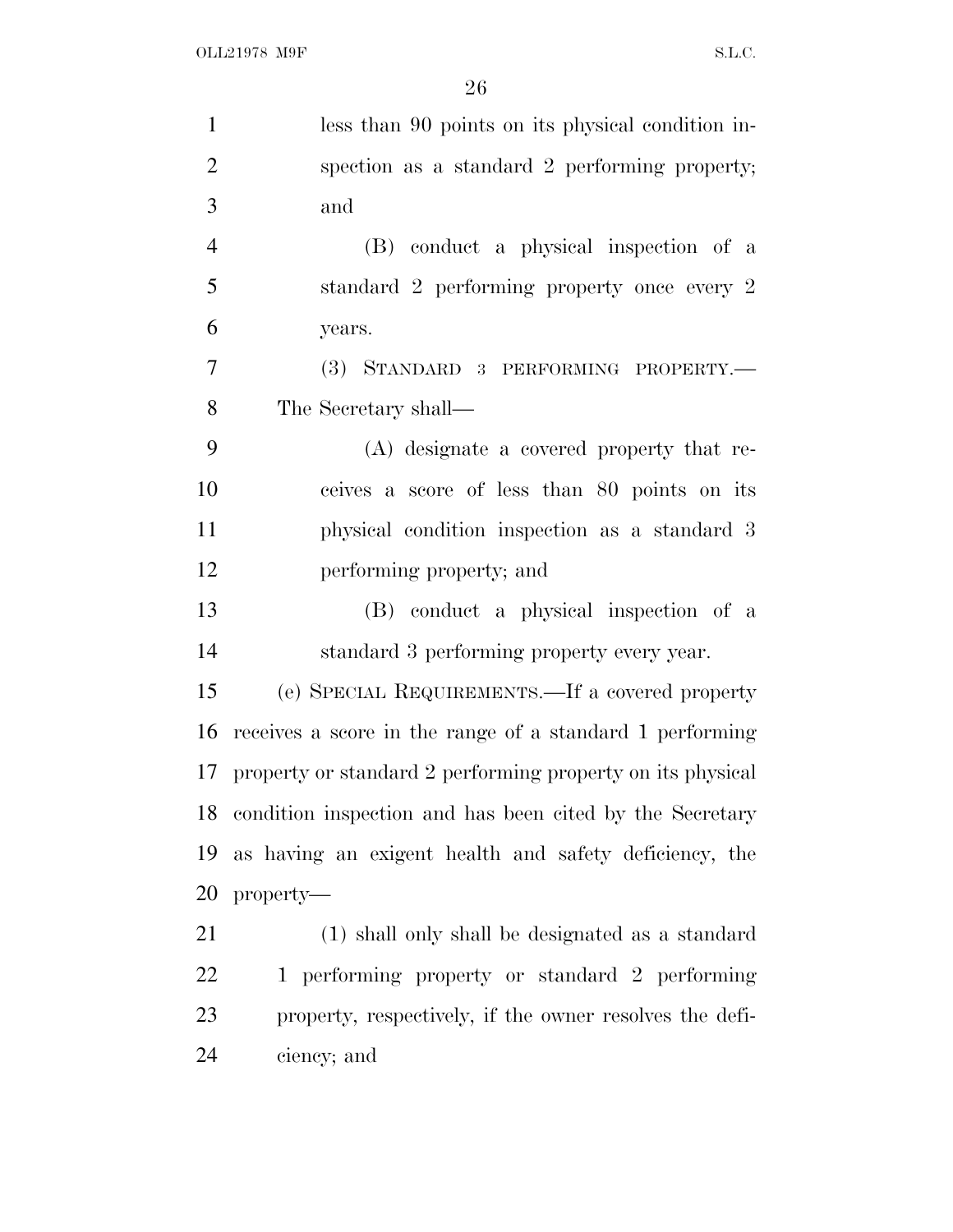less than 90 points on its physical condition inspection as a standard 2 performing property; and

(B) conduct a physical inspection of a standard 2 performing property once every 2 years.

(3) STANDARD 3 PERFORMING PROPERTY.—The Secretary shall—

(A) designate a covered property that receives a score of less than 80 points on its physical condition inspection as a standard 3 performing property; and

(B) conduct a physical inspection of a standard 3 performing property every year.

(e) SPECIAL REQUIREMENTS.—If a covered property receives a score in the range of a standard 1 performing property or standard 2 performing property on its physical condition inspection and has been cited by the Secretary as having an exigent health and safety deficiency, the property—

(1) shall only shall be designated as a standard 1 performing property or standard 2 performing property, respectively, if the owner resolves the deficiency; and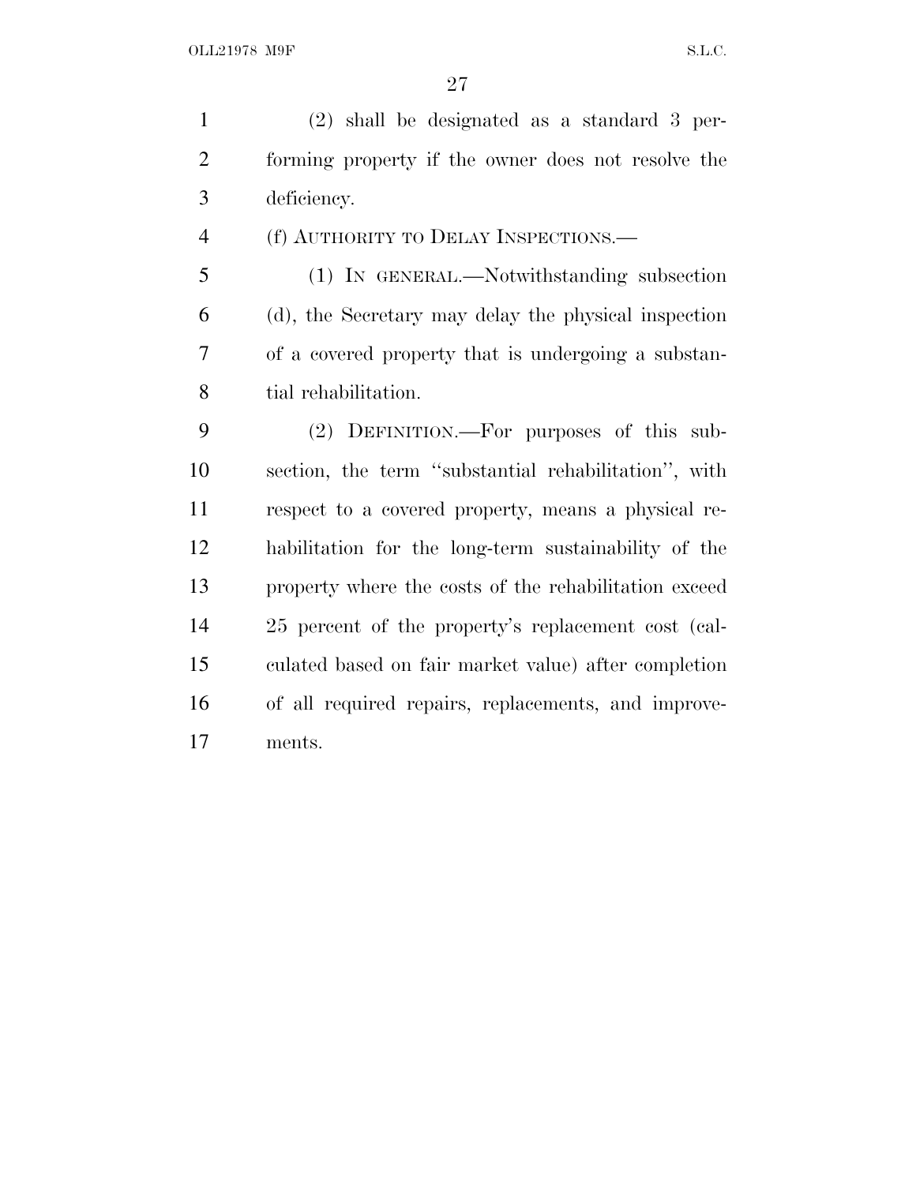(2) shall be designated as a standard 3 performing property if the owner does not resolve the deficiency.

(f) AUTHORITY TO DELAY INSPECTIONS.—

(1) IN GENERAL.—Notwithstanding subsection (d), the Secretary may delay the physical inspection of a covered property that is undergoing a substantial rehabilitation.

(2) DEFINITION.—For purposes of this subsection, the term ''substantial rehabilitation'', with respect to a covered property, means a physical rehabilitation for the long-term sustainability of the property where the costs of the rehabilitation exceed 25 percent of the property's replacement cost (calculated based on fair market value) after completion of all required repairs, replacements, and improvements.